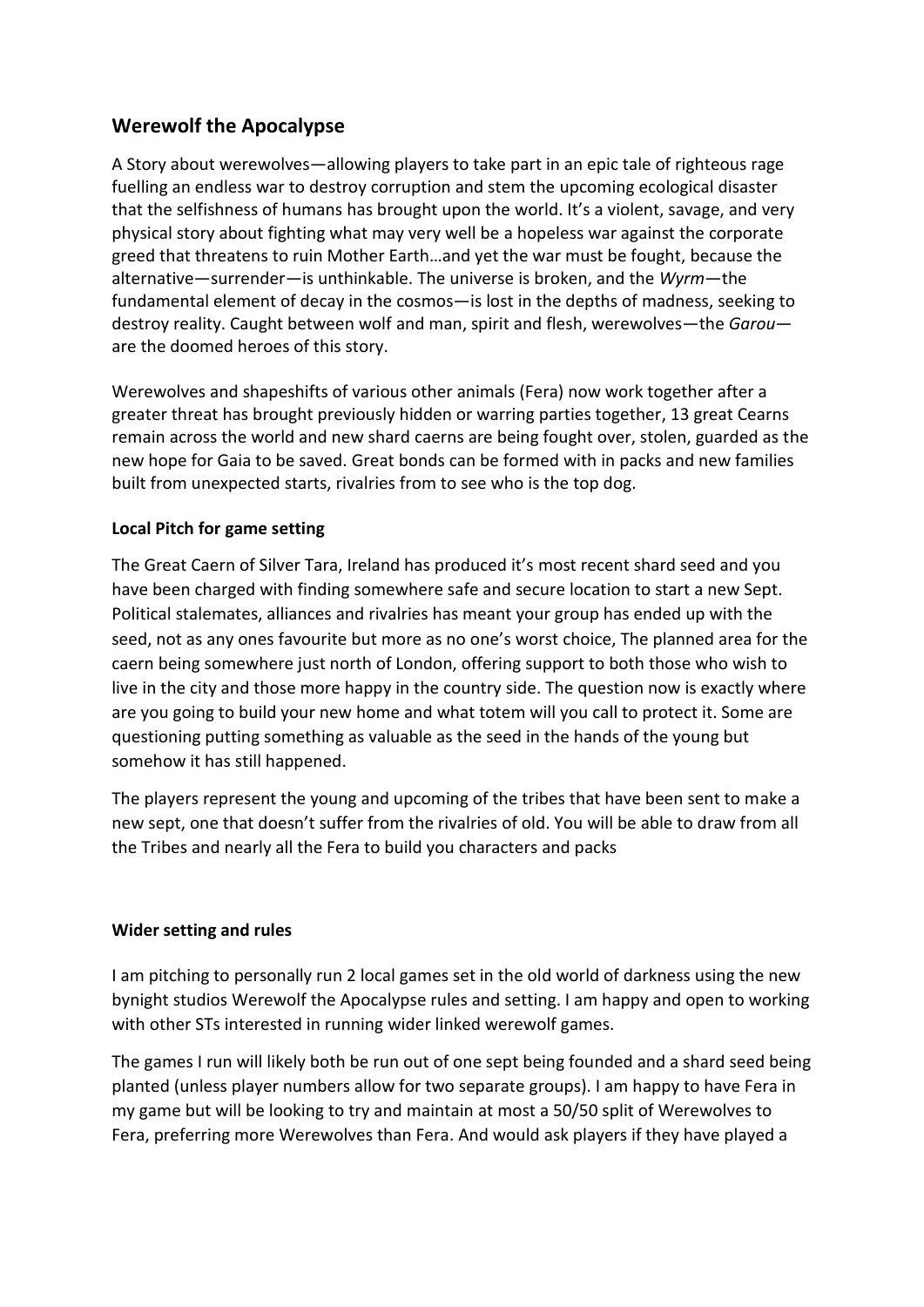## Werewolf the Apocalypse

A Story about werewolves—allowing players to take part in an epic tale of righteous rage fuelling an endless war to destroy corruption and stem the upcoming ecological disaster that the selfishness of humans has brought upon the world. It's a violent, savage, and very physical story about fighting what may very well be a hopeless war against the corporate greed that threatens to ruin Mother Earth…and yet the war must be fought, because the alternative—surrender—is unthinkable. The universe is broken, and the *Wyrm*—the fundamental element of decay in the cosmos—is lost in the depths of madness, seeking to destroy reality. Caught between wolf and man, spirit and flesh, werewolves—the *Garou*—are the doomed heroes of this story.

Werewolves and shapeshifts of various other animals (Fera) now work together after a greater threat has brought previously hidden or warring parties together, 13 great Cearns remain across the world and new shard caerns are being fought over, stolen, guarded as the new hope for Gaia to be saved. Great bonds can be formed with in packs and new families built from unexpected starts, rivalries from to see who is the top dog.

**Local Pitch for game setting**

The Great Caern of Silver Tara, Ireland has produced it's most recent shard seed and you have been charged with finding somewhere safe and secure location to start a new Sept. Political stalemates, alliances and rivalries has meant your group has ended up with the seed, not as any ones favourite but more as no one's worst choice, The planned area for the caern being somewhere just north of London, offering support to both those who wish to live in the city and those more happy in the country side. The question now is exactly where are you going to build your new home and what totem will you call to protect it. Some are questioning putting something as valuable as the seed in the hands of the young but somehow it has still happened.

The players represent the young and upcoming of the tribes that have been sent to make a new sept, one that doesn't suffer from the rivalries of old. You will be able to draw from all the Tribes and nearly all the Fera to build you characters and packs

**Wider setting and rules**

I am pitching to personally run 2 local games set in the old world of darkness using the new bynight studios Werewolf the Apocalypse rules and setting. I am happy and open to working with other STs interested in running wider linked werewolf games.

The games I run will likely both be run out of one sept being foundeded and a shard seed being planted (unless player numbers allow for two separate groups). I am happy to have Fera in my game but will be looking to try and maintain at most a 50/50 split of Werewolves to Fera, preferring more Werewolves than Fera. And would ask players if they have played a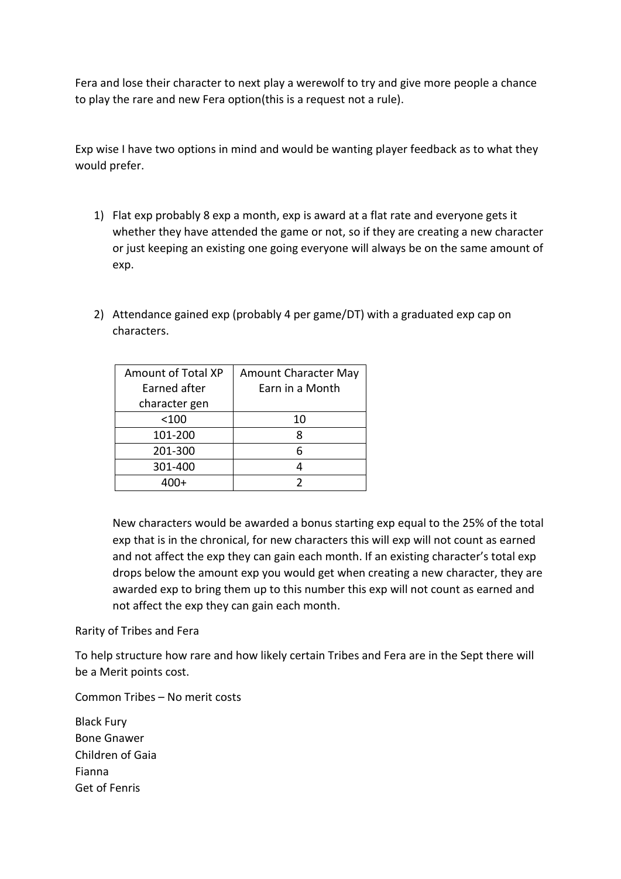Fera and lose their character to next play a werewolf to try and give more people a chance to play the rare and new Fera option(this is a request not a rule).

Exp wise I have two options in mind and would be wanting player feedback as to what they would prefer.

1) Flat exp probably 8 exp a month, exp is award at a flat rate and everyone gets it whether they have attended the game or not, so if they are creating a new character or just keeping an existing one going everyone will always be on the same amount of exp.

2) Attendance gained exp (probably 4 per game/DT) with a graduated exp cap on characters.

| Amount of Total XP Earned after character gen | Amount Character May Earn in a Month |
|---|---|
| <100 | 10 |
| 101-200 | 8 |
| 201-300 | 6 |
| 301-400 | 4 |
| 400+ | 2 |

New characters would be awarded a bonus starting exp equal to the 25% of the total exp that is in the chronical, for new characters this will exp will not count as earned and not affect the exp they can gain each month. If an existing character's total exp drops below the amount exp you would get when creating a new character, they are awarded exp to bring them up to this number this exp will not count as earned and not affect the exp they can gain each month.

Rarity of Tribes and Fera

To help structure how rare and how likely certain Tribes and Fera are in the Sept there will be a Merit points cost.

Common Tribes – No merit costs

Black Fury
Bone Gnawer
Children of Gaia
Fianna
Get of Fenris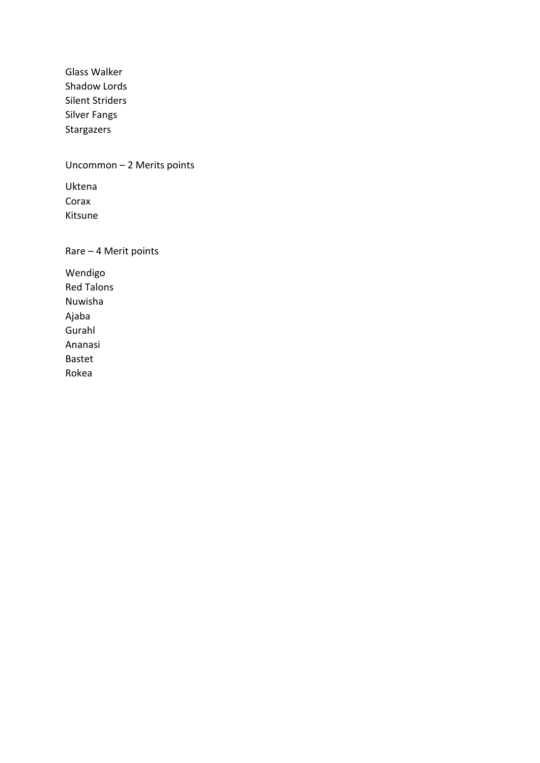Glass Walker
Shadow Lords
Silent Striders
Silver Fangs
Stargazers

Uncommon – 2 Merits points

Uktena
Corax
Kitsune

Rare – 4 Merit points

Wendigo
Red Talons
Nuwisha
Ajaba
Gurahl
Ananasi
Bastet
Rokea